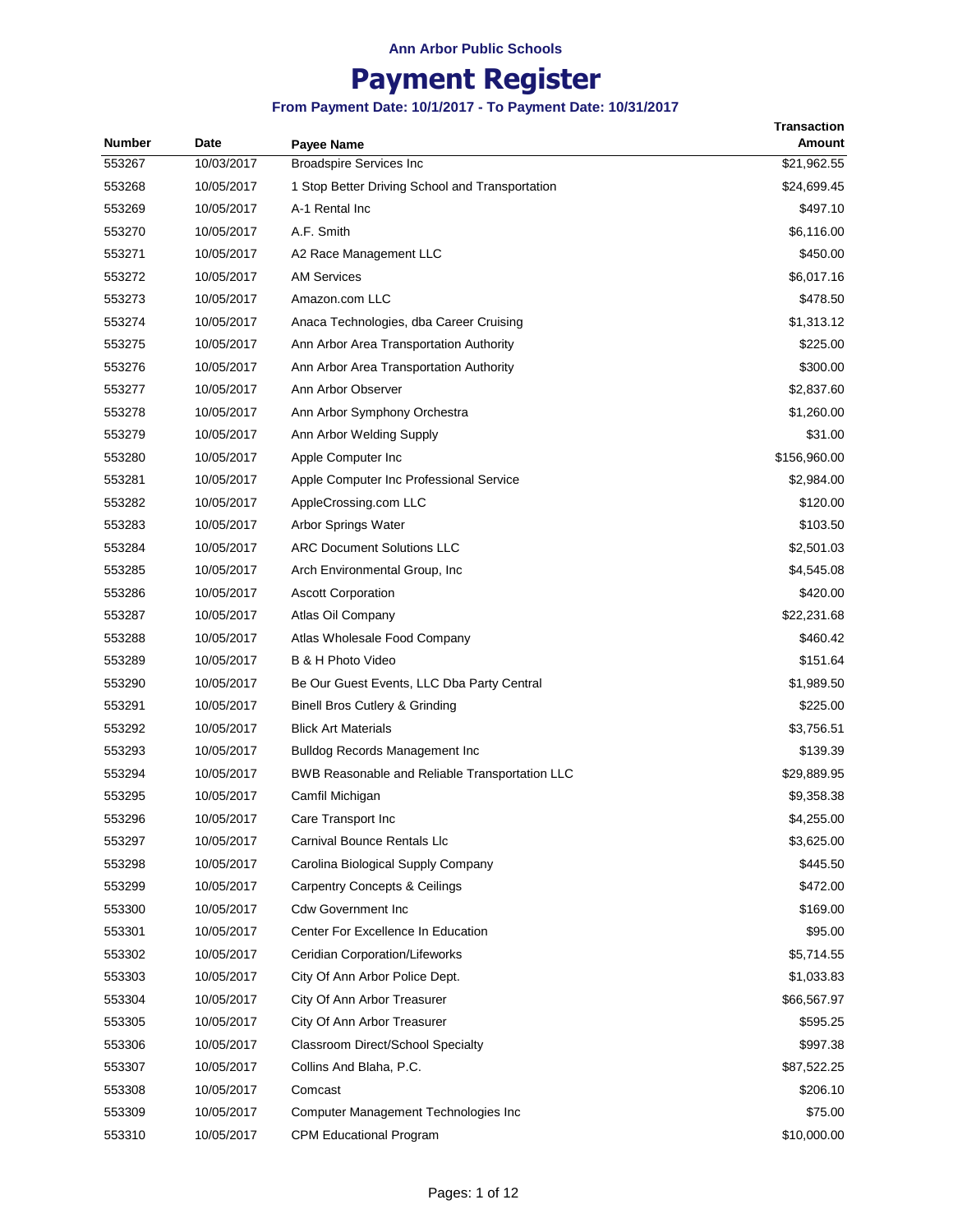Ann Arbor Public Schools

# Payment Register

### From Payment Date: 10/1/2017 - To Payment Date: 10/31/2017

| Number | Date | Payee Name | Transaction Amount |
|---|---|---|---|
| 553267 | 10/03/2017 | Broadspire Services Inc | $21,962.55 |
| 553268 | 10/05/2017 | 1 Stop Better Driving School and Transportation | $24,699.45 |
| 553269 | 10/05/2017 | A-1 Rental Inc | $497.10 |
| 553270 | 10/05/2017 | A.F. Smith | $6,116.00 |
| 553271 | 10/05/2017 | A2 Race Management LLC | $450.00 |
| 553272 | 10/05/2017 | AM Services | $6,017.16 |
| 553273 | 10/05/2017 | Amazon.com LLC | $478.50 |
| 553274 | 10/05/2017 | Anaca Technologies, dba Career Cruising | $1,313.12 |
| 553275 | 10/05/2017 | Ann Arbor Area Transportation Authority | $225.00 |
| 553276 | 10/05/2017 | Ann Arbor Area Transportation Authority | $300.00 |
| 553277 | 10/05/2017 | Ann Arbor Observer | $2,837.60 |
| 553278 | 10/05/2017 | Ann Arbor Symphony Orchestra | $1,260.00 |
| 553279 | 10/05/2017 | Ann Arbor Welding Supply | $31.00 |
| 553280 | 10/05/2017 | Apple Computer Inc | $156,960.00 |
| 553281 | 10/05/2017 | Apple Computer Inc Professional Service | $2,984.00 |
| 553282 | 10/05/2017 | AppleCrossing.com LLC | $120.00 |
| 553283 | 10/05/2017 | Arbor Springs Water | $103.50 |
| 553284 | 10/05/2017 | ARC Document Solutions LLC | $2,501.03 |
| 553285 | 10/05/2017 | Arch Environmental Group, Inc | $4,545.08 |
| 553286 | 10/05/2017 | Ascott Corporation | $420.00 |
| 553287 | 10/05/2017 | Atlas Oil Company | $22,231.68 |
| 553288 | 10/05/2017 | Atlas Wholesale Food Company | $460.42 |
| 553289 | 10/05/2017 | B & H Photo Video | $151.64 |
| 553290 | 10/05/2017 | Be Our Guest Events, LLC Dba Party Central | $1,989.50 |
| 553291 | 10/05/2017 | Binell Bros Cutlery & Grinding | $225.00 |
| 553292 | 10/05/2017 | Blick Art Materials | $3,756.51 |
| 553293 | 10/05/2017 | Bulldog Records Management Inc | $139.39 |
| 553294 | 10/05/2017 | BWB Reasonable and Reliable Transportation LLC | $29,889.95 |
| 553295 | 10/05/2017 | Camfil Michigan | $9,358.38 |
| 553296 | 10/05/2017 | Care Transport Inc | $4,255.00 |
| 553297 | 10/05/2017 | Carnival Bounce Rentals Llc | $3,625.00 |
| 553298 | 10/05/2017 | Carolina Biological Supply Company | $445.50 |
| 553299 | 10/05/2017 | Carpentry Concepts & Ceilings | $472.00 |
| 553300 | 10/05/2017 | Cdw Government Inc | $169.00 |
| 553301 | 10/05/2017 | Center For Excellence In Education | $95.00 |
| 553302 | 10/05/2017 | Ceridian Corporation/Lifeworks | $5,714.55 |
| 553303 | 10/05/2017 | City Of Ann Arbor Police Dept. | $1,033.83 |
| 553304 | 10/05/2017 | City Of Ann Arbor Treasurer | $66,567.97 |
| 553305 | 10/05/2017 | City Of Ann Arbor Treasurer | $595.25 |
| 553306 | 10/05/2017 | Classroom Direct/School Specialty | $997.38 |
| 553307 | 10/05/2017 | Collins And Blaha, P.C. | $87,522.25 |
| 553308 | 10/05/2017 | Comcast | $206.10 |
| 553309 | 10/05/2017 | Computer Management Technologies Inc | $75.00 |
| 553310 | 10/05/2017 | CPM Educational Program | $10,000.00 |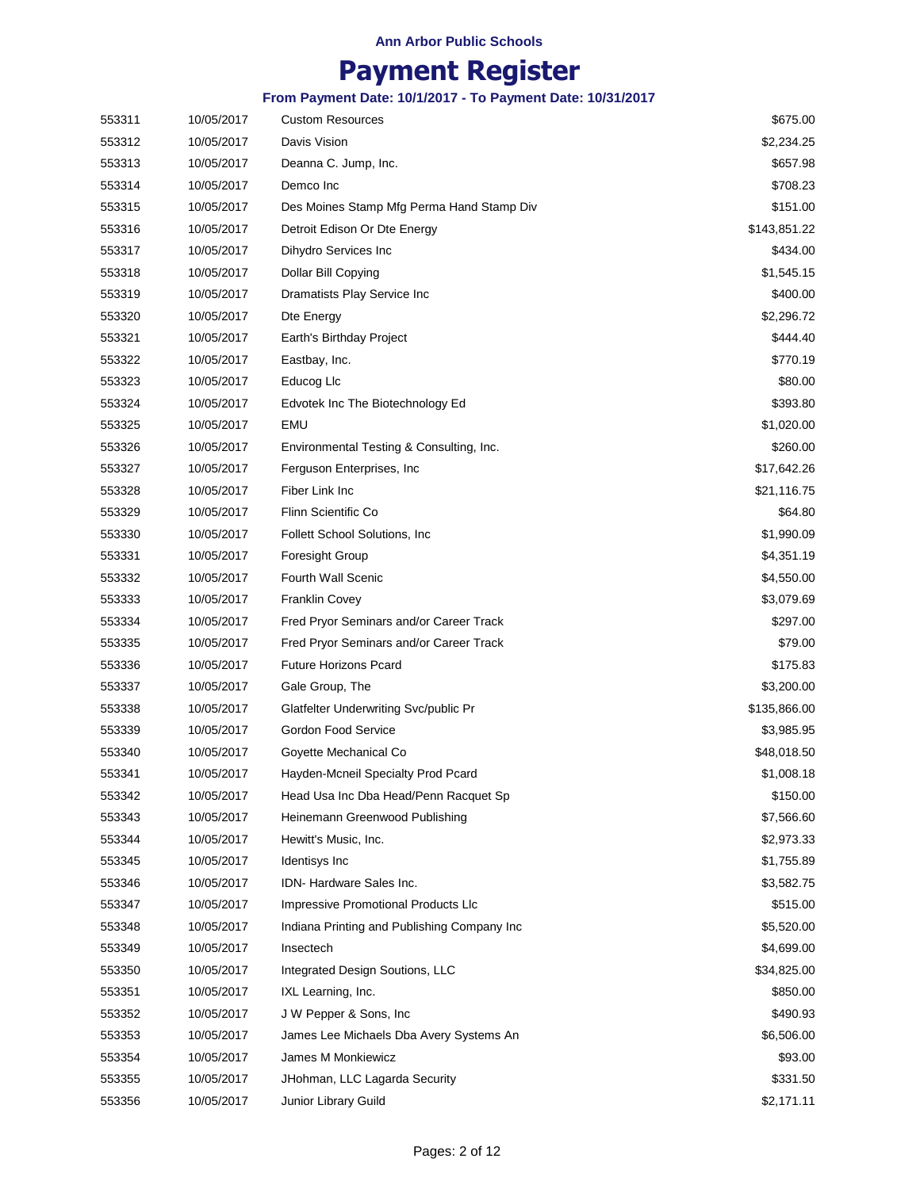**Ann Arbor Public Schools**

# Payment Register

**From Payment Date: 10/1/2017 - To Payment Date: 10/31/2017**

| | | | |
|---|---|---|---|
| 553311 | 10/05/2017 | Custom Resources | $675.00 |
| 553312 | 10/05/2017 | Davis Vision | $2,234.25 |
| 553313 | 10/05/2017 | Deanna C. Jump, Inc. | $657.98 |
| 553314 | 10/05/2017 | Demco Inc | $708.23 |
| 553315 | 10/05/2017 | Des Moines Stamp Mfg Perma Hand Stamp Div | $151.00 |
| 553316 | 10/05/2017 | Detroit Edison Or Dte Energy | $143,851.22 |
| 553317 | 10/05/2017 | Dihydro Services Inc | $434.00 |
| 553318 | 10/05/2017 | Dollar Bill Copying | $1,545.15 |
| 553319 | 10/05/2017 | Dramatists Play Service Inc | $400.00 |
| 553320 | 10/05/2017 | Dte Energy | $2,296.72 |
| 553321 | 10/05/2017 | Earth's Birthday Project | $444.40 |
| 553322 | 10/05/2017 | Eastbay, Inc. | $770.19 |
| 553323 | 10/05/2017 | Educog Llc | $80.00 |
| 553324 | 10/05/2017 | Edvotek Inc The Biotechnology Ed | $393.80 |
| 553325 | 10/05/2017 | EMU | $1,020.00 |
| 553326 | 10/05/2017 | Environmental Testing & Consulting, Inc. | $260.00 |
| 553327 | 10/05/2017 | Ferguson Enterprises, Inc | $17,642.26 |
| 553328 | 10/05/2017 | Fiber Link Inc | $21,116.75 |
| 553329 | 10/05/2017 | Flinn Scientific Co | $64.80 |
| 553330 | 10/05/2017 | Follett School Solutions, Inc | $1,990.09 |
| 553331 | 10/05/2017 | Foresight Group | $4,351.19 |
| 553332 | 10/05/2017 | Fourth Wall Scenic | $4,550.00 |
| 553333 | 10/05/2017 | Franklin Covey | $3,079.69 |
| 553334 | 10/05/2017 | Fred Pryor Seminars and/or Career Track | $297.00 |
| 553335 | 10/05/2017 | Fred Pryor Seminars and/or Career Track | $79.00 |
| 553336 | 10/05/2017 | Future Horizons Pcard | $175.83 |
| 553337 | 10/05/2017 | Gale Group, The | $3,200.00 |
| 553338 | 10/05/2017 | Glatfelter Underwriting Svc/public Pr | $135,866.00 |
| 553339 | 10/05/2017 | Gordon Food Service | $3,985.95 |
| 553340 | 10/05/2017 | Goyette Mechanical Co | $48,018.50 |
| 553341 | 10/05/2017 | Hayden-Mcneil Specialty Prod Pcard | $1,008.18 |
| 553342 | 10/05/2017 | Head Usa Inc Dba Head/Penn Racquet Sp | $150.00 |
| 553343 | 10/05/2017 | Heinemann Greenwood Publishing | $7,566.60 |
| 553344 | 10/05/2017 | Hewitt's Music, Inc. | $2,973.33 |
| 553345 | 10/05/2017 | Identisys Inc | $1,755.89 |
| 553346 | 10/05/2017 | IDN- Hardware Sales Inc. | $3,582.75 |
| 553347 | 10/05/2017 | Impressive Promotional Products Llc | $515.00 |
| 553348 | 10/05/2017 | Indiana Printing and Publishing Company Inc | $5,520.00 |
| 553349 | 10/05/2017 | Insectech | $4,699.00 |
| 553350 | 10/05/2017 | Integrated Design Soutions, LLC | $34,825.00 |
| 553351 | 10/05/2017 | IXL Learning, Inc. | $850.00 |
| 553352 | 10/05/2017 | J W Pepper & Sons, Inc | $490.93 |
| 553353 | 10/05/2017 | James Lee Michaels Dba Avery Systems An | $6,506.00 |
| 553354 | 10/05/2017 | James M Monkiewicz | $93.00 |
| 553355 | 10/05/2017 | JHohman, LLC Lagarda Security | $331.50 |
| 553356 | 10/05/2017 | Junior Library Guild | $2,171.11 |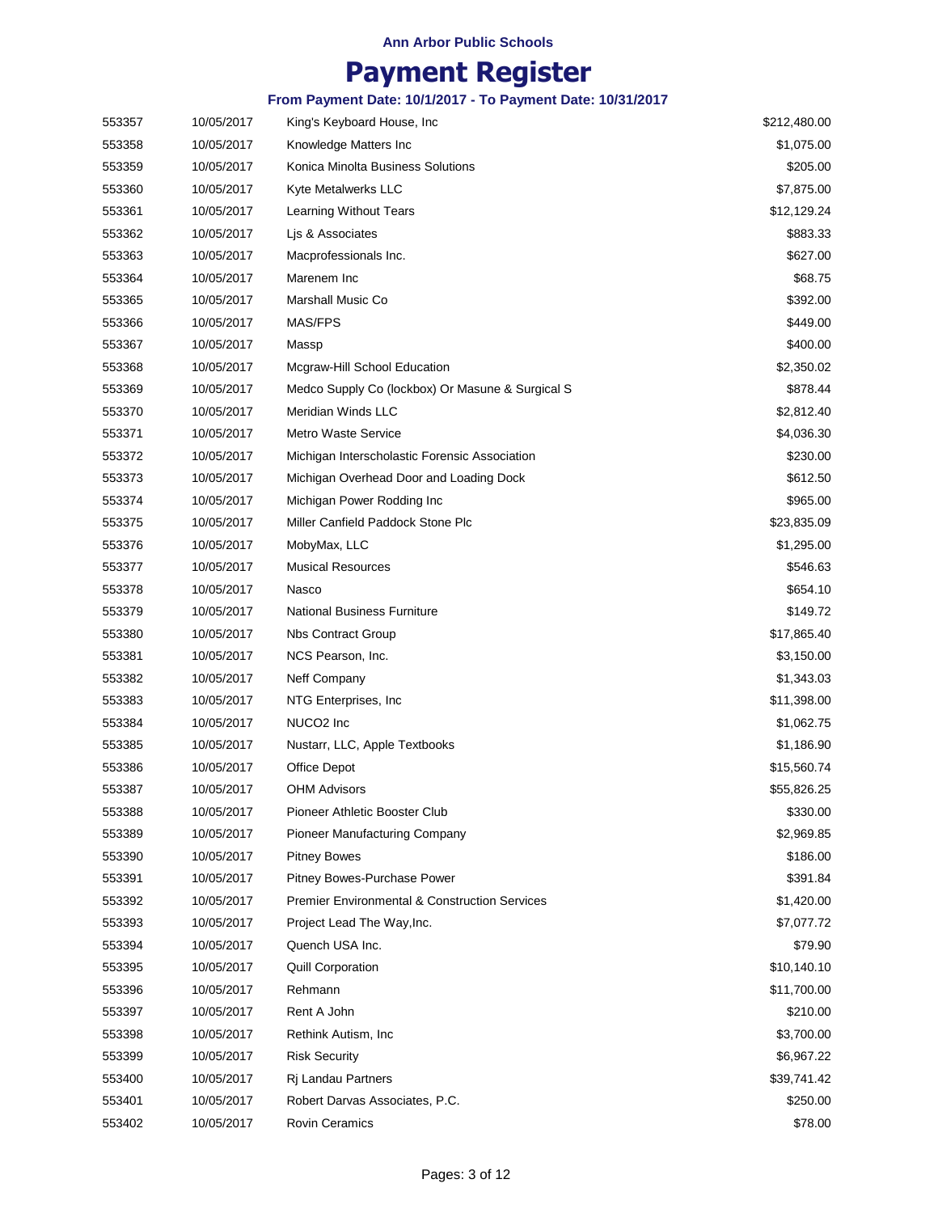Ann Arbor Public Schools

# Payment Register

### From Payment Date: 10/1/2017 - To Payment Date: 10/31/2017

| | | | |
|---|---|---|---|
| 553357 | 10/05/2017 | King's Keyboard House, Inc | $212,480.00 |
| 553358 | 10/05/2017 | Knowledge Matters Inc | $1,075.00 |
| 553359 | 10/05/2017 | Konica Minolta Business Solutions | $205.00 |
| 553360 | 10/05/2017 | Kyte Metalwerks LLC | $7,875.00 |
| 553361 | 10/05/2017 | Learning Without Tears | $12,129.24 |
| 553362 | 10/05/2017 | Ljs & Associates | $883.33 |
| 553363 | 10/05/2017 | Macprofessionals Inc. | $627.00 |
| 553364 | 10/05/2017 | Marenem Inc | $68.75 |
| 553365 | 10/05/2017 | Marshall Music Co | $392.00 |
| 553366 | 10/05/2017 | MAS/FPS | $449.00 |
| 553367 | 10/05/2017 | Massp | $400.00 |
| 553368 | 10/05/2017 | Mcgraw-Hill School Education | $2,350.02 |
| 553369 | 10/05/2017 | Medco Supply Co (lockbox) Or Masune & Surgical S | $878.44 |
| 553370 | 10/05/2017 | Meridian Winds LLC | $2,812.40 |
| 553371 | 10/05/2017 | Metro Waste Service | $4,036.30 |
| 553372 | 10/05/2017 | Michigan Interscholastic Forensic Association | $230.00 |
| 553373 | 10/05/2017 | Michigan Overhead Door and Loading Dock | $612.50 |
| 553374 | 10/05/2017 | Michigan Power Rodding Inc | $965.00 |
| 553375 | 10/05/2017 | Miller Canfield Paddock Stone Plc | $23,835.09 |
| 553376 | 10/05/2017 | MobyMax, LLC | $1,295.00 |
| 553377 | 10/05/2017 | Musical Resources | $546.63 |
| 553378 | 10/05/2017 | Nasco | $654.10 |
| 553379 | 10/05/2017 | National Business Furniture | $149.72 |
| 553380 | 10/05/2017 | Nbs Contract Group | $17,865.40 |
| 553381 | 10/05/2017 | NCS Pearson, Inc. | $3,150.00 |
| 553382 | 10/05/2017 | Neff Company | $1,343.03 |
| 553383 | 10/05/2017 | NTG Enterprises, Inc | $11,398.00 |
| 553384 | 10/05/2017 | NUCO2 Inc | $1,062.75 |
| 553385 | 10/05/2017 | Nustarr, LLC, Apple Textbooks | $1,186.90 |
| 553386 | 10/05/2017 | Office Depot | $15,560.74 |
| 553387 | 10/05/2017 | OHM Advisors | $55,826.25 |
| 553388 | 10/05/2017 | Pioneer Athletic Booster Club | $330.00 |
| 553389 | 10/05/2017 | Pioneer Manufacturing Company | $2,969.85 |
| 553390 | 10/05/2017 | Pitney Bowes | $186.00 |
| 553391 | 10/05/2017 | Pitney Bowes-Purchase Power | $391.84 |
| 553392 | 10/05/2017 | Premier Environmental & Construction Services | $1,420.00 |
| 553393 | 10/05/2017 | Project Lead The Way,Inc. | $7,077.72 |
| 553394 | 10/05/2017 | Quench USA Inc. | $79.90 |
| 553395 | 10/05/2017 | Quill Corporation | $10,140.10 |
| 553396 | 10/05/2017 | Rehmann | $11,700.00 |
| 553397 | 10/05/2017 | Rent A John | $210.00 |
| 553398 | 10/05/2017 | Rethink Autism, Inc | $3,700.00 |
| 553399 | 10/05/2017 | Risk Security | $6,967.22 |
| 553400 | 10/05/2017 | Rj Landau Partners | $39,741.42 |
| 553401 | 10/05/2017 | Robert Darvas Associates, P.C. | $250.00 |
| 553402 | 10/05/2017 | Rovin Ceramics | $78.00 |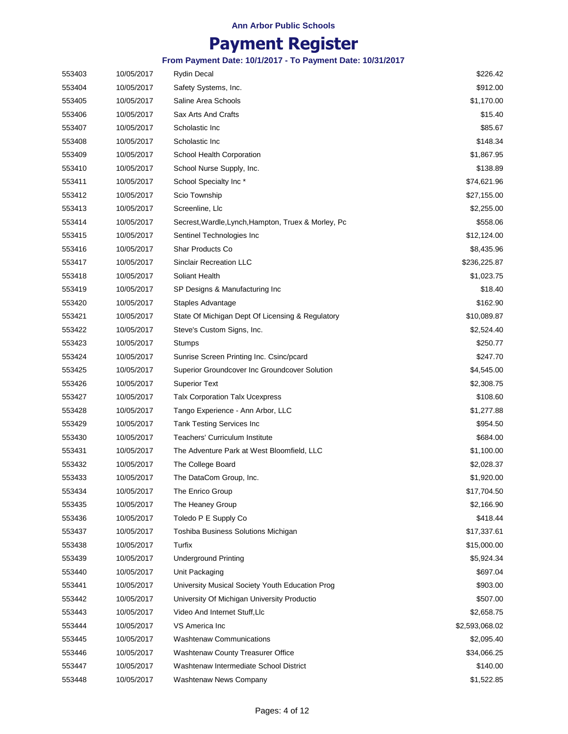Ann Arbor Public Schools

# Payment Register

**From Payment Date: 10/1/2017 - To Payment Date: 10/31/2017**

| | | | |
|---|---|---|---|
| 553403 | 10/05/2017 | Rydin Decal | $226.42 |
| 553404 | 10/05/2017 | Safety Systems, Inc. | $912.00 |
| 553405 | 10/05/2017 | Saline Area Schools | $1,170.00 |
| 553406 | 10/05/2017 | Sax Arts And Crafts | $15.40 |
| 553407 | 10/05/2017 | Scholastic Inc | $85.67 |
| 553408 | 10/05/2017 | Scholastic Inc | $148.34 |
| 553409 | 10/05/2017 | School Health Corporation | $1,867.95 |
| 553410 | 10/05/2017 | School Nurse Supply, Inc. | $138.89 |
| 553411 | 10/05/2017 | School Specialty Inc * | $74,621.96 |
| 553412 | 10/05/2017 | Scio Township | $27,155.00 |
| 553413 | 10/05/2017 | Screenline, Llc | $2,255.00 |
| 553414 | 10/05/2017 | Secrest,Wardle,Lynch,Hampton, Truex & Morley, Pc | $558.06 |
| 553415 | 10/05/2017 | Sentinel Technologies Inc | $12,124.00 |
| 553416 | 10/05/2017 | Shar Products Co | $8,435.96 |
| 553417 | 10/05/2017 | Sinclair Recreation LLC | $236,225.87 |
| 553418 | 10/05/2017 | Soliant Health | $1,023.75 |
| 553419 | 10/05/2017 | SP Designs & Manufacturing Inc | $18.40 |
| 553420 | 10/05/2017 | Staples Advantage | $162.90 |
| 553421 | 10/05/2017 | State Of Michigan Dept Of Licensing & Regulatory | $10,089.87 |
| 553422 | 10/05/2017 | Steve's Custom Signs, Inc. | $2,524.40 |
| 553423 | 10/05/2017 | Stumps | $250.77 |
| 553424 | 10/05/2017 | Sunrise Screen Printing Inc. Csinc/pcard | $247.70 |
| 553425 | 10/05/2017 | Superior Groundcover Inc Groundcover Solution | $4,545.00 |
| 553426 | 10/05/2017 | Superior Text | $2,308.75 |
| 553427 | 10/05/2017 | Talx Corporation Talx Ucexpress | $108.60 |
| 553428 | 10/05/2017 | Tango Experience - Ann Arbor, LLC | $1,277.88 |
| 553429 | 10/05/2017 | Tank Testing Services Inc | $954.50 |
| 553430 | 10/05/2017 | Teachers' Curriculum Institute | $684.00 |
| 553431 | 10/05/2017 | The Adventure Park at West Bloomfield, LLC | $1,100.00 |
| 553432 | 10/05/2017 | The College Board | $2,028.37 |
| 553433 | 10/05/2017 | The DataCom Group, Inc. | $1,920.00 |
| 553434 | 10/05/2017 | The Enrico Group | $17,704.50 |
| 553435 | 10/05/2017 | The Heaney Group | $2,166.90 |
| 553436 | 10/05/2017 | Toledo P E Supply Co | $418.44 |
| 553437 | 10/05/2017 | Toshiba Business Solutions Michigan | $17,337.61 |
| 553438 | 10/05/2017 | Turfix | $15,000.00 |
| 553439 | 10/05/2017 | Underground Printing | $5,924.34 |
| 553440 | 10/05/2017 | Unit Packaging | $697.04 |
| 553441 | 10/05/2017 | University Musical Society Youth Education Prog | $903.00 |
| 553442 | 10/05/2017 | University Of Michigan University Productio | $507.00 |
| 553443 | 10/05/2017 | Video And Internet Stuff,Llc | $2,658.75 |
| 553444 | 10/05/2017 | VS America Inc | $2,593,068.02 |
| 553445 | 10/05/2017 | Washtenaw Communications | $2,095.40 |
| 553446 | 10/05/2017 | Washtenaw County Treasurer Office | $34,066.25 |
| 553447 | 10/05/2017 | Washtenaw Intermediate School District | $140.00 |
| 553448 | 10/05/2017 | Washtenaw News Company | $1,522.85 |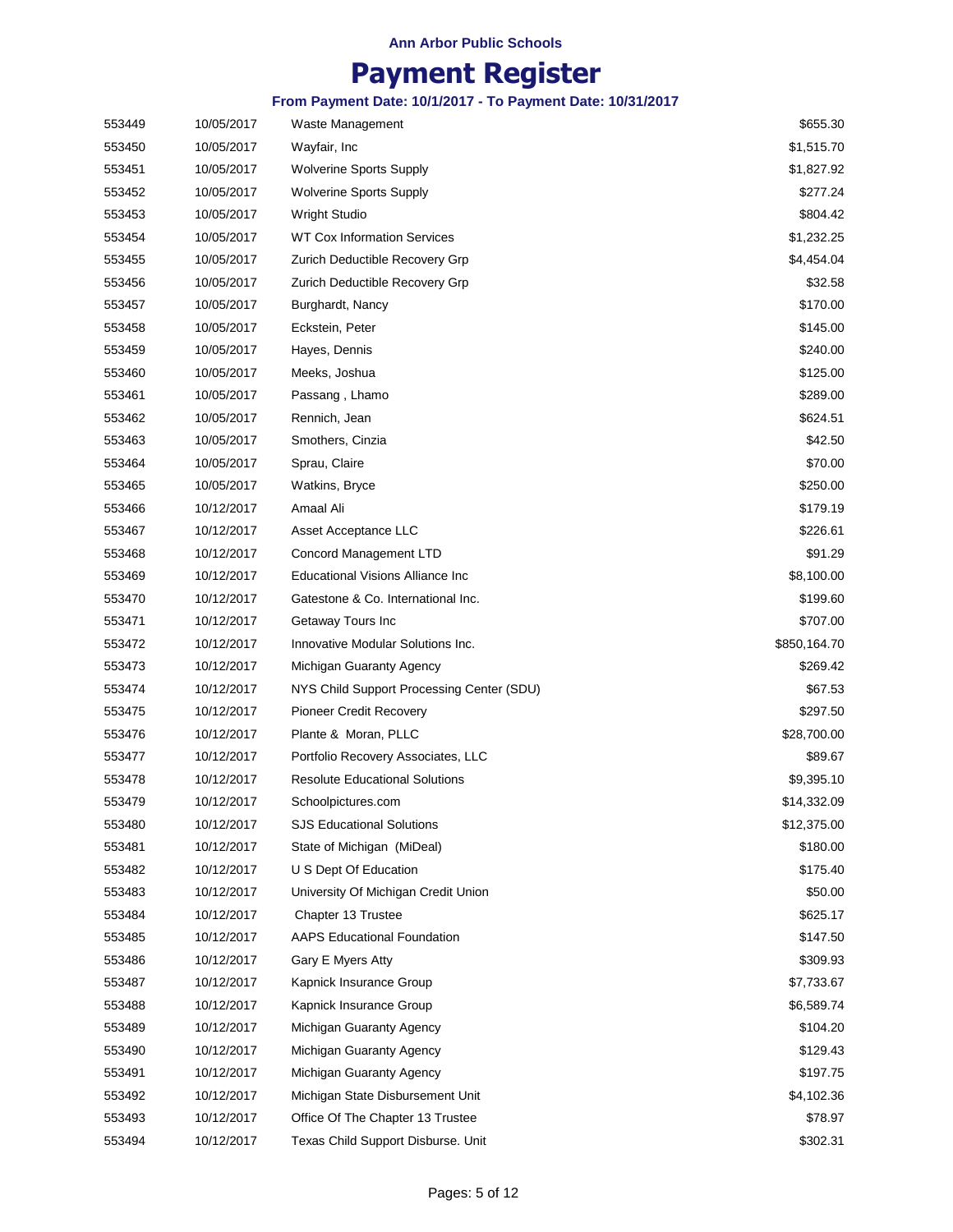**Ann Arbor Public Schools**

# Payment Register

**From Payment Date: 10/1/2017 - To Payment Date: 10/31/2017**

| | | | |
|---|---|---|---|
| 553449 | 10/05/2017 | Waste Management | $655.30 |
| 553450 | 10/05/2017 | Wayfair, Inc | $1,515.70 |
| 553451 | 10/05/2017 | Wolverine Sports Supply | $1,827.92 |
| 553452 | 10/05/2017 | Wolverine Sports Supply | $277.24 |
| 553453 | 10/05/2017 | Wright Studio | $804.42 |
| 553454 | 10/05/2017 | WT Cox Information Services | $1,232.25 |
| 553455 | 10/05/2017 | Zurich Deductible Recovery Grp | $4,454.04 |
| 553456 | 10/05/2017 | Zurich Deductible Recovery Grp | $32.58 |
| 553457 | 10/05/2017 | Burghardt, Nancy | $170.00 |
| 553458 | 10/05/2017 | Eckstein, Peter | $145.00 |
| 553459 | 10/05/2017 | Hayes, Dennis | $240.00 |
| 553460 | 10/05/2017 | Meeks, Joshua | $125.00 |
| 553461 | 10/05/2017 | Passang , Lhamo | $289.00 |
| 553462 | 10/05/2017 | Rennich, Jean | $624.51 |
| 553463 | 10/05/2017 | Smothers, Cinzia | $42.50 |
| 553464 | 10/05/2017 | Sprau, Claire | $70.00 |
| 553465 | 10/05/2017 | Watkins, Bryce | $250.00 |
| 553466 | 10/12/2017 | Amaal Ali | $179.19 |
| 553467 | 10/12/2017 | Asset Acceptance LLC | $226.61 |
| 553468 | 10/12/2017 | Concord Management LTD | $91.29 |
| 553469 | 10/12/2017 | Educational Visions Alliance Inc | $8,100.00 |
| 553470 | 10/12/2017 | Gatestone & Co. International Inc. | $199.60 |
| 553471 | 10/12/2017 | Getaway Tours Inc | $707.00 |
| 553472 | 10/12/2017 | Innovative Modular Solutions Inc. | $850,164.70 |
| 553473 | 10/12/2017 | Michigan Guaranty Agency | $269.42 |
| 553474 | 10/12/2017 | NYS Child Support Processing Center (SDU) | $67.53 |
| 553475 | 10/12/2017 | Pioneer Credit Recovery | $297.50 |
| 553476 | 10/12/2017 | Plante & Moran, PLLC | $28,700.00 |
| 553477 | 10/12/2017 | Portfolio Recovery Associates, LLC | $89.67 |
| 553478 | 10/12/2017 | Resolute Educational Solutions | $9,395.10 |
| 553479 | 10/12/2017 | Schoolpictures.com | $14,332.09 |
| 553480 | 10/12/2017 | SJS Educational Solutions | $12,375.00 |
| 553481 | 10/12/2017 | State of Michigan (MiDeal) | $180.00 |
| 553482 | 10/12/2017 | U S Dept Of Education | $175.40 |
| 553483 | 10/12/2017 | University Of Michigan Credit Union | $50.00 |
| 553484 | 10/12/2017 | Chapter 13 Trustee | $625.17 |
| 553485 | 10/12/2017 | AAPS Educational Foundation | $147.50 |
| 553486 | 10/12/2017 | Gary E Myers Atty | $309.93 |
| 553487 | 10/12/2017 | Kapnick Insurance Group | $7,733.67 |
| 553488 | 10/12/2017 | Kapnick Insurance Group | $6,589.74 |
| 553489 | 10/12/2017 | Michigan Guaranty Agency | $104.20 |
| 553490 | 10/12/2017 | Michigan Guaranty Agency | $129.43 |
| 553491 | 10/12/2017 | Michigan Guaranty Agency | $197.75 |
| 553492 | 10/12/2017 | Michigan State Disbursement Unit | $4,102.36 |
| 553493 | 10/12/2017 | Office Of The Chapter 13 Trustee | $78.97 |
| 553494 | 10/12/2017 | Texas Child Support Disburse. Unit | $302.31 |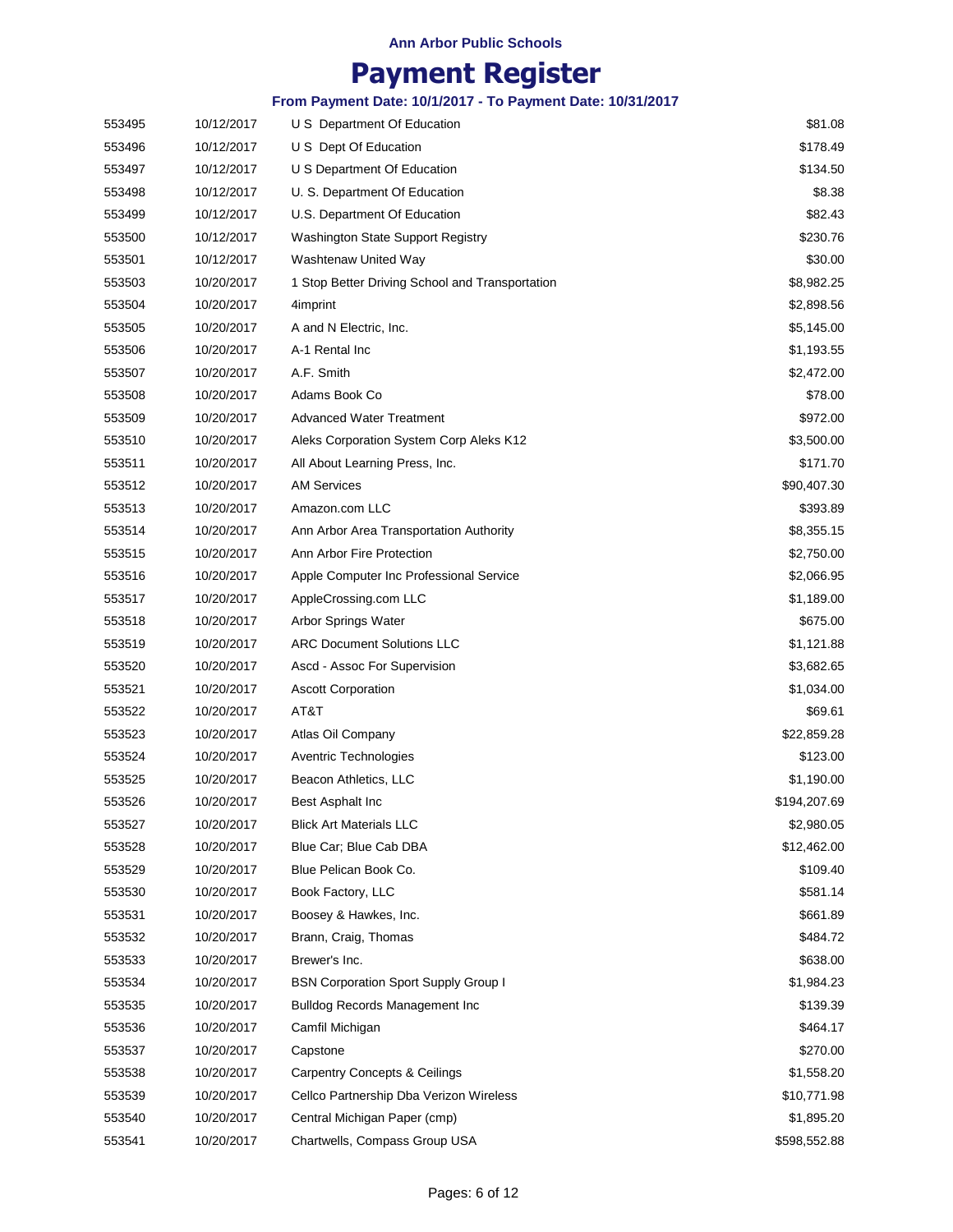# Ann Arbor Public Schools

## Payment Register

### From Payment Date: 10/1/2017 - To Payment Date: 10/31/2017

| | | | |
|---|---|---|---|
| 553495 | 10/12/2017 | U S Department Of Education | $81.08 |
| 553496 | 10/12/2017 | U S Dept Of Education | $178.49 |
| 553497 | 10/12/2017 | U S Department Of Education | $134.50 |
| 553498 | 10/12/2017 | U. S. Department Of Education | $8.38 |
| 553499 | 10/12/2017 | U.S. Department Of Education | $82.43 |
| 553500 | 10/12/2017 | Washington State Support Registry | $230.76 |
| 553501 | 10/12/2017 | Washtenaw United Way | $30.00 |
| 553503 | 10/20/2017 | 1 Stop Better Driving School and Transportation | $8,982.25 |
| 553504 | 10/20/2017 | 4imprint | $2,898.56 |
| 553505 | 10/20/2017 | A and N Electric, Inc. | $5,145.00 |
| 553506 | 10/20/2017 | A-1 Rental Inc | $1,193.55 |
| 553507 | 10/20/2017 | A.F. Smith | $2,472.00 |
| 553508 | 10/20/2017 | Adams Book Co | $78.00 |
| 553509 | 10/20/2017 | Advanced Water Treatment | $972.00 |
| 553510 | 10/20/2017 | Aleks Corporation System Corp Aleks K12 | $3,500.00 |
| 553511 | 10/20/2017 | All About Learning Press, Inc. | $171.70 |
| 553512 | 10/20/2017 | AM Services | $90,407.30 |
| 553513 | 10/20/2017 | Amazon.com LLC | $393.89 |
| 553514 | 10/20/2017 | Ann Arbor Area Transportation Authority | $8,355.15 |
| 553515 | 10/20/2017 | Ann Arbor Fire Protection | $2,750.00 |
| 553516 | 10/20/2017 | Apple Computer Inc Professional Service | $2,066.95 |
| 553517 | 10/20/2017 | AppleCrossing.com LLC | $1,189.00 |
| 553518 | 10/20/2017 | Arbor Springs Water | $675.00 |
| 553519 | 10/20/2017 | ARC Document Solutions LLC | $1,121.88 |
| 553520 | 10/20/2017 | Ascd - Assoc For Supervision | $3,682.65 |
| 553521 | 10/20/2017 | Ascott Corporation | $1,034.00 |
| 553522 | 10/20/2017 | AT&T | $69.61 |
| 553523 | 10/20/2017 | Atlas Oil Company | $22,859.28 |
| 553524 | 10/20/2017 | Aventric Technologies | $123.00 |
| 553525 | 10/20/2017 | Beacon Athletics, LLC | $1,190.00 |
| 553526 | 10/20/2017 | Best Asphalt Inc | $194,207.69 |
| 553527 | 10/20/2017 | Blick Art Materials LLC | $2,980.05 |
| 553528 | 10/20/2017 | Blue Car; Blue Cab DBA | $12,462.00 |
| 553529 | 10/20/2017 | Blue Pelican Book Co. | $109.40 |
| 553530 | 10/20/2017 | Book Factory, LLC | $581.14 |
| 553531 | 10/20/2017 | Boosey & Hawkes, Inc. | $661.89 |
| 553532 | 10/20/2017 | Brann, Craig, Thomas | $484.72 |
| 553533 | 10/20/2017 | Brewer's Inc. | $638.00 |
| 553534 | 10/20/2017 | BSN Corporation Sport Supply Group I | $1,984.23 |
| 553535 | 10/20/2017 | Bulldog Records Management Inc | $139.39 |
| 553536 | 10/20/2017 | Camfil Michigan | $464.17 |
| 553537 | 10/20/2017 | Capstone | $270.00 |
| 553538 | 10/20/2017 | Carpentry Concepts & Ceilings | $1,558.20 |
| 553539 | 10/20/2017 | Cellco Partnership Dba Verizon Wireless | $10,771.98 |
| 553540 | 10/20/2017 | Central Michigan Paper (cmp) | $1,895.20 |
| 553541 | 10/20/2017 | Chartwells, Compass Group USA | $598,552.88 |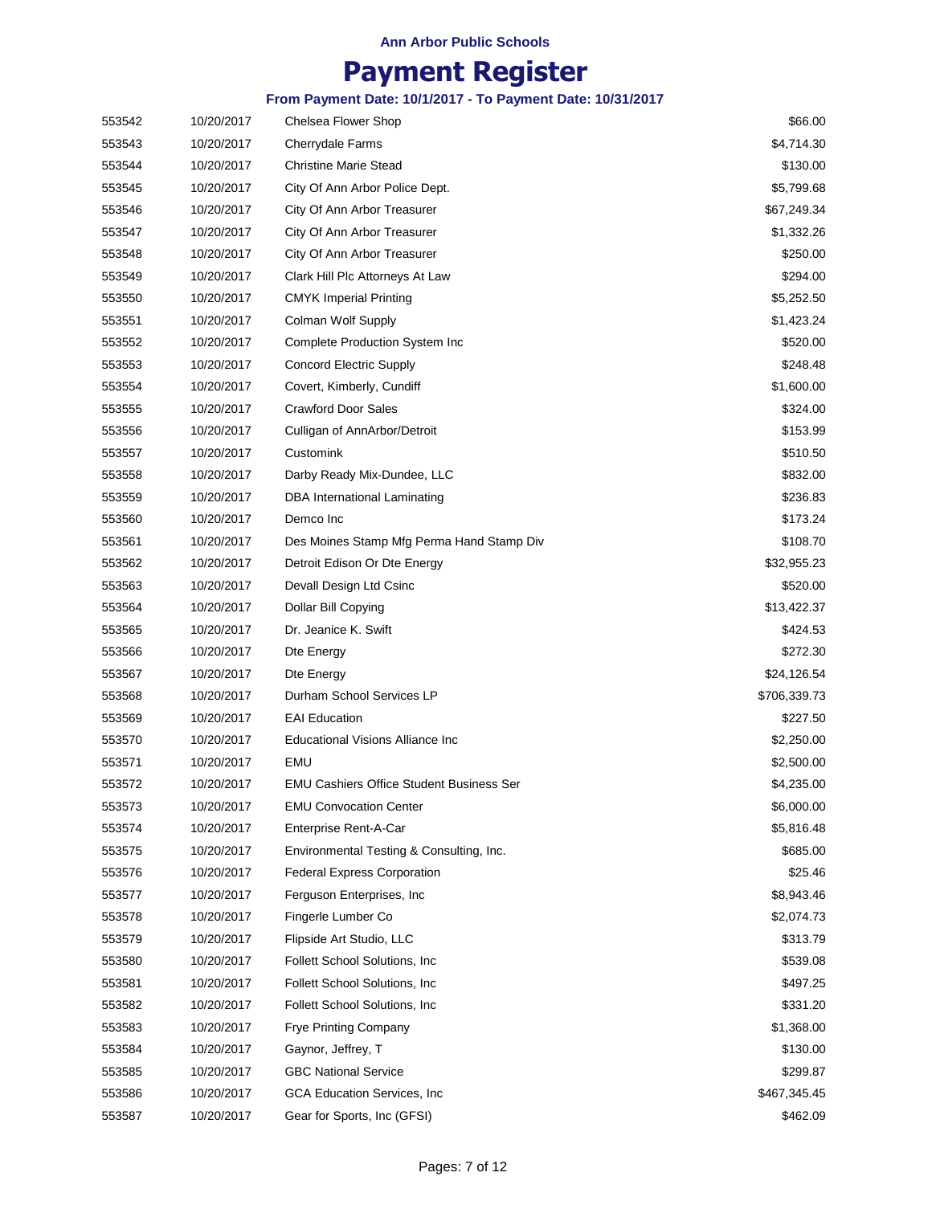Ann Arbor Public Schools

# Payment Register

**From Payment Date: 10/1/2017 - To Payment Date: 10/31/2017**

| | | | |
|---|---|---|---|
| 553542 | 10/20/2017 | Chelsea Flower Shop | $66.00 |
| 553543 | 10/20/2017 | Cherrydale Farms | $4,714.30 |
| 553544 | 10/20/2017 | Christine Marie Stead | $130.00 |
| 553545 | 10/20/2017 | City Of Ann Arbor Police Dept. | $5,799.68 |
| 553546 | 10/20/2017 | City Of Ann Arbor Treasurer | $67,249.34 |
| 553547 | 10/20/2017 | City Of Ann Arbor Treasurer | $1,332.26 |
| 553548 | 10/20/2017 | City Of Ann Arbor Treasurer | $250.00 |
| 553549 | 10/20/2017 | Clark Hill Plc Attorneys At Law | $294.00 |
| 553550 | 10/20/2017 | CMYK Imperial Printing | $5,252.50 |
| 553551 | 10/20/2017 | Colman Wolf Supply | $1,423.24 |
| 553552 | 10/20/2017 | Complete Production System Inc | $520.00 |
| 553553 | 10/20/2017 | Concord Electric Supply | $248.48 |
| 553554 | 10/20/2017 | Covert, Kimberly, Cundiff | $1,600.00 |
| 553555 | 10/20/2017 | Crawford Door Sales | $324.00 |
| 553556 | 10/20/2017 | Culligan of AnnArbor/Detroit | $153.99 |
| 553557 | 10/20/2017 | Customink | $510.50 |
| 553558 | 10/20/2017 | Darby Ready Mix-Dundee, LLC | $832.00 |
| 553559 | 10/20/2017 | DBA International Laminating | $236.83 |
| 553560 | 10/20/2017 | Demco Inc | $173.24 |
| 553561 | 10/20/2017 | Des Moines Stamp Mfg Perma Hand Stamp Div | $108.70 |
| 553562 | 10/20/2017 | Detroit Edison Or Dte Energy | $32,955.23 |
| 553563 | 10/20/2017 | Devall Design Ltd Csinc | $520.00 |
| 553564 | 10/20/2017 | Dollar Bill Copying | $13,422.37 |
| 553565 | 10/20/2017 | Dr. Jeanice K. Swift | $424.53 |
| 553566 | 10/20/2017 | Dte Energy | $272.30 |
| 553567 | 10/20/2017 | Dte Energy | $24,126.54 |
| 553568 | 10/20/2017 | Durham School Services LP | $706,339.73 |
| 553569 | 10/20/2017 | EAI Education | $227.50 |
| 553570 | 10/20/2017 | Educational Visions Alliance Inc | $2,250.00 |
| 553571 | 10/20/2017 | EMU | $2,500.00 |
| 553572 | 10/20/2017 | EMU Cashiers Office Student Business Ser | $4,235.00 |
| 553573 | 10/20/2017 | EMU Convocation Center | $6,000.00 |
| 553574 | 10/20/2017 | Enterprise Rent-A-Car | $5,816.48 |
| 553575 | 10/20/2017 | Environmental Testing & Consulting, Inc. | $685.00 |
| 553576 | 10/20/2017 | Federal Express Corporation | $25.46 |
| 553577 | 10/20/2017 | Ferguson Enterprises, Inc | $8,943.46 |
| 553578 | 10/20/2017 | Fingerle Lumber Co | $2,074.73 |
| 553579 | 10/20/2017 | Flipside Art Studio, LLC | $313.79 |
| 553580 | 10/20/2017 | Follett School Solutions, Inc | $539.08 |
| 553581 | 10/20/2017 | Follett School Solutions, Inc | $497.25 |
| 553582 | 10/20/2017 | Follett School Solutions, Inc | $331.20 |
| 553583 | 10/20/2017 | Frye Printing Company | $1,368.00 |
| 553584 | 10/20/2017 | Gaynor, Jeffrey, T | $130.00 |
| 553585 | 10/20/2017 | GBC National Service | $299.87 |
| 553586 | 10/20/2017 | GCA Education Services, Inc | $467,345.45 |
| 553587 | 10/20/2017 | Gear for Sports, Inc (GFSI) | $462.09 |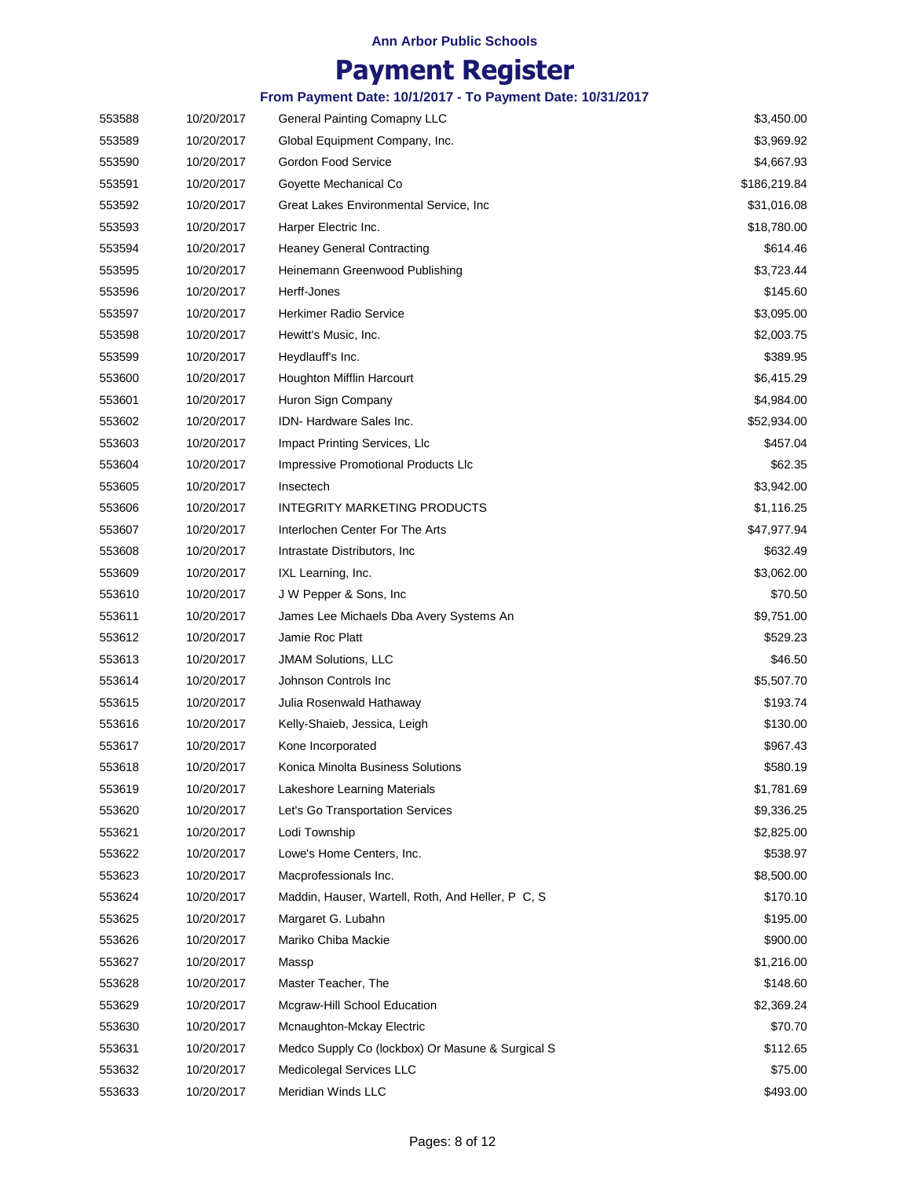Ann Arbor Public Schools

# Payment Register

**From Payment Date: 10/1/2017 - To Payment Date: 10/31/2017**

| | | | |
|---|---|---|---|
| 553588 | 10/20/2017 | General Painting Comapny LLC | $3,450.00 |
| 553589 | 10/20/2017 | Global Equipment Company, Inc. | $3,969.92 |
| 553590 | 10/20/2017 | Gordon Food Service | $4,667.93 |
| 553591 | 10/20/2017 | Goyette Mechanical Co | $186,219.84 |
| 553592 | 10/20/2017 | Great Lakes Environmental Service, Inc | $31,016.08 |
| 553593 | 10/20/2017 | Harper Electric Inc. | $18,780.00 |
| 553594 | 10/20/2017 | Heaney General Contracting | $614.46 |
| 553595 | 10/20/2017 | Heinemann Greenwood Publishing | $3,723.44 |
| 553596 | 10/20/2017 | Herff-Jones | $145.60 |
| 553597 | 10/20/2017 | Herkimer Radio Service | $3,095.00 |
| 553598 | 10/20/2017 | Hewitt's Music, Inc. | $2,003.75 |
| 553599 | 10/20/2017 | Heydlauff's Inc. | $389.95 |
| 553600 | 10/20/2017 | Houghton Mifflin Harcourt | $6,415.29 |
| 553601 | 10/20/2017 | Huron Sign Company | $4,984.00 |
| 553602 | 10/20/2017 | IDN- Hardware Sales Inc. | $52,934.00 |
| 553603 | 10/20/2017 | Impact Printing Services, Llc | $457.04 |
| 553604 | 10/20/2017 | Impressive Promotional Products Llc | $62.35 |
| 553605 | 10/20/2017 | Insectech | $3,942.00 |
| 553606 | 10/20/2017 | INTEGRITY MARKETING PRODUCTS | $1,116.25 |
| 553607 | 10/20/2017 | Interlochen Center For The Arts | $47,977.94 |
| 553608 | 10/20/2017 | Intrastate Distributors, Inc | $632.49 |
| 553609 | 10/20/2017 | IXL Learning, Inc. | $3,062.00 |
| 553610 | 10/20/2017 | J W Pepper & Sons, Inc | $70.50 |
| 553611 | 10/20/2017 | James Lee Michaels Dba Avery Systems An | $9,751.00 |
| 553612 | 10/20/2017 | Jamie Roc Platt | $529.23 |
| 553613 | 10/20/2017 | JMAM Solutions, LLC | $46.50 |
| 553614 | 10/20/2017 | Johnson Controls Inc | $5,507.70 |
| 553615 | 10/20/2017 | Julia Rosenwald Hathaway | $193.74 |
| 553616 | 10/20/2017 | Kelly-Shaieb, Jessica, Leigh | $130.00 |
| 553617 | 10/20/2017 | Kone Incorporated | $967.43 |
| 553618 | 10/20/2017 | Konica Minolta Business Solutions | $580.19 |
| 553619 | 10/20/2017 | Lakeshore Learning Materials | $1,781.69 |
| 553620 | 10/20/2017 | Let's Go Transportation Services | $9,336.25 |
| 553621 | 10/20/2017 | Lodi Township | $2,825.00 |
| 553622 | 10/20/2017 | Lowe's Home Centers, Inc. | $538.97 |
| 553623 | 10/20/2017 | Macprofessionals Inc. | $8,500.00 |
| 553624 | 10/20/2017 | Maddin, Hauser, Wartell, Roth, And Heller, P C, S | $170.10 |
| 553625 | 10/20/2017 | Margaret G. Lubahn | $195.00 |
| 553626 | 10/20/2017 | Mariko Chiba Mackie | $900.00 |
| 553627 | 10/20/2017 | Massp | $1,216.00 |
| 553628 | 10/20/2017 | Master Teacher, The | $148.60 |
| 553629 | 10/20/2017 | Mcgraw-Hill School Education | $2,369.24 |
| 553630 | 10/20/2017 | Mcnaughton-Mckay Electric | $70.70 |
| 553631 | 10/20/2017 | Medco Supply Co (lockbox) Or Masune & Surgical S | $112.65 |
| 553632 | 10/20/2017 | Medicolegal Services LLC | $75.00 |
| 553633 | 10/20/2017 | Meridian Winds LLC | $493.00 |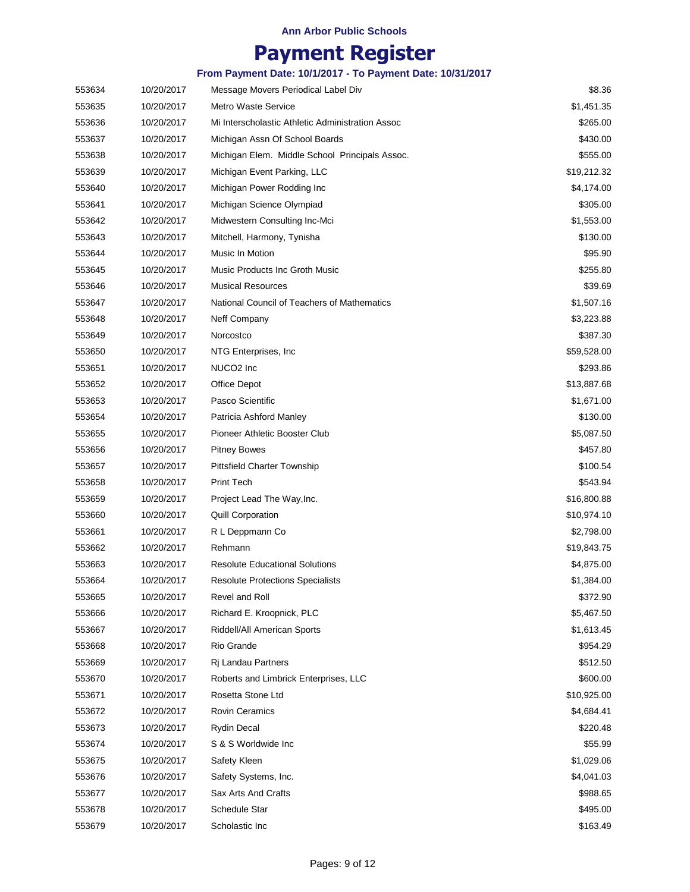**Ann Arbor Public Schools**

# Payment Register

**From Payment Date: 10/1/2017 - To Payment Date: 10/31/2017**

| | | | |
|---|---|---|---|
| 553634 | 10/20/2017 | Message Movers Periodical Label Div | $8.36 |
| 553635 | 10/20/2017 | Metro Waste Service | $1,451.35 |
| 553636 | 10/20/2017 | Mi Interscholastic Athletic Administration Assoc | $265.00 |
| 553637 | 10/20/2017 | Michigan Assn Of School Boards | $430.00 |
| 553638 | 10/20/2017 | Michigan Elem. Middle School Principals Assoc. | $555.00 |
| 553639 | 10/20/2017 | Michigan Event Parking, LLC | $19,212.32 |
| 553640 | 10/20/2017 | Michigan Power Rodding Inc | $4,174.00 |
| 553641 | 10/20/2017 | Michigan Science Olympiad | $305.00 |
| 553642 | 10/20/2017 | Midwestern Consulting Inc-Mci | $1,553.00 |
| 553643 | 10/20/2017 | Mitchell, Harmony, Tynisha | $130.00 |
| 553644 | 10/20/2017 | Music In Motion | $95.90 |
| 553645 | 10/20/2017 | Music Products Inc Groth Music | $255.80 |
| 553646 | 10/20/2017 | Musical Resources | $39.69 |
| 553647 | 10/20/2017 | National Council of Teachers of Mathematics | $1,507.16 |
| 553648 | 10/20/2017 | Neff Company | $3,223.88 |
| 553649 | 10/20/2017 | Norcostco | $387.30 |
| 553650 | 10/20/2017 | NTG Enterprises, Inc | $59,528.00 |
| 553651 | 10/20/2017 | NUCO2 Inc | $293.86 |
| 553652 | 10/20/2017 | Office Depot | $13,887.68 |
| 553653 | 10/20/2017 | Pasco Scientific | $1,671.00 |
| 553654 | 10/20/2017 | Patricia Ashford Manley | $130.00 |
| 553655 | 10/20/2017 | Pioneer Athletic Booster Club | $5,087.50 |
| 553656 | 10/20/2017 | Pitney Bowes | $457.80 |
| 553657 | 10/20/2017 | Pittsfield Charter Township | $100.54 |
| 553658 | 10/20/2017 | Print Tech | $543.94 |
| 553659 | 10/20/2017 | Project Lead The Way,Inc. | $16,800.88 |
| 553660 | 10/20/2017 | Quill Corporation | $10,974.10 |
| 553661 | 10/20/2017 | R L Deppmann Co | $2,798.00 |
| 553662 | 10/20/2017 | Rehmann | $19,843.75 |
| 553663 | 10/20/2017 | Resolute Educational Solutions | $4,875.00 |
| 553664 | 10/20/2017 | Resolute Protections Specialists | $1,384.00 |
| 553665 | 10/20/2017 | Revel and Roll | $372.90 |
| 553666 | 10/20/2017 | Richard E. Kroopnick, PLC | $5,467.50 |
| 553667 | 10/20/2017 | Riddell/All American Sports | $1,613.45 |
| 553668 | 10/20/2017 | Rio Grande | $954.29 |
| 553669 | 10/20/2017 | Rj Landau Partners | $512.50 |
| 553670 | 10/20/2017 | Roberts and Limbrick Enterprises, LLC | $600.00 |
| 553671 | 10/20/2017 | Rosetta Stone Ltd | $10,925.00 |
| 553672 | 10/20/2017 | Rovin Ceramics | $4,684.41 |
| 553673 | 10/20/2017 | Rydin Decal | $220.48 |
| 553674 | 10/20/2017 | S & S Worldwide Inc | $55.99 |
| 553675 | 10/20/2017 | Safety Kleen | $1,029.06 |
| 553676 | 10/20/2017 | Safety Systems, Inc. | $4,041.03 |
| 553677 | 10/20/2017 | Sax Arts And Crafts | $988.65 |
| 553678 | 10/20/2017 | Schedule Star | $495.00 |
| 553679 | 10/20/2017 | Scholastic Inc | $163.49 |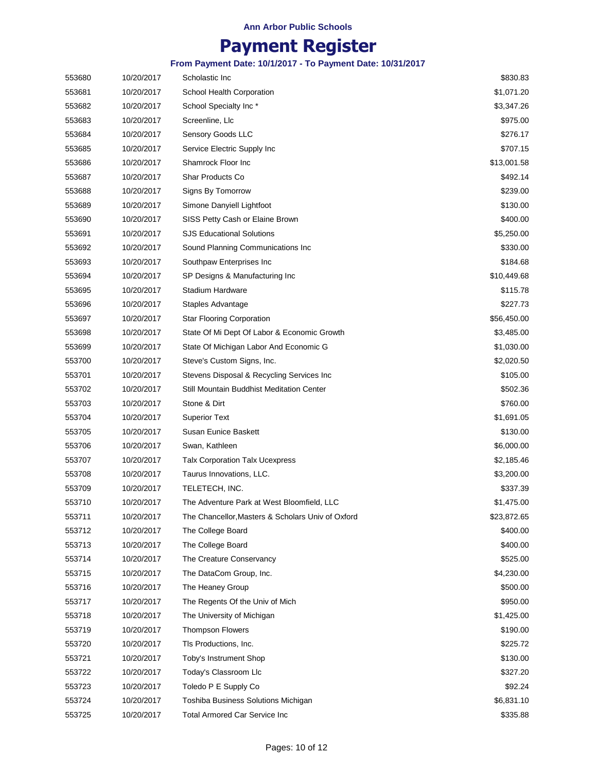Ann Arbor Public Schools

# Payment Register

### From Payment Date: 10/1/2017 - To Payment Date: 10/31/2017

| | | | |
|---|---|---|---|
| 553680 | 10/20/2017 | Scholastic Inc | $830.83 |
| 553681 | 10/20/2017 | School Health Corporation | $1,071.20 |
| 553682 | 10/20/2017 | School Specialty Inc * | $3,347.26 |
| 553683 | 10/20/2017 | Screenline, Llc | $975.00 |
| 553684 | 10/20/2017 | Sensory Goods LLC | $276.17 |
| 553685 | 10/20/2017 | Service Electric Supply Inc | $707.15 |
| 553686 | 10/20/2017 | Shamrock Floor Inc | $13,001.58 |
| 553687 | 10/20/2017 | Shar Products Co | $492.14 |
| 553688 | 10/20/2017 | Signs By Tomorrow | $239.00 |
| 553689 | 10/20/2017 | Simone Danyiell Lightfoot | $130.00 |
| 553690 | 10/20/2017 | SISS Petty Cash or Elaine Brown | $400.00 |
| 553691 | 10/20/2017 | SJS Educational Solutions | $5,250.00 |
| 553692 | 10/20/2017 | Sound Planning Communications Inc | $330.00 |
| 553693 | 10/20/2017 | Southpaw Enterprises Inc | $184.68 |
| 553694 | 10/20/2017 | SP Designs & Manufacturing Inc | $10,449.68 |
| 553695 | 10/20/2017 | Stadium Hardware | $115.78 |
| 553696 | 10/20/2017 | Staples Advantage | $227.73 |
| 553697 | 10/20/2017 | Star Flooring Corporation | $56,450.00 |
| 553698 | 10/20/2017 | State Of Mi Dept Of Labor & Economic Growth | $3,485.00 |
| 553699 | 10/20/2017 | State Of Michigan Labor And Economic G | $1,030.00 |
| 553700 | 10/20/2017 | Steve's Custom Signs, Inc. | $2,020.50 |
| 553701 | 10/20/2017 | Stevens Disposal & Recycling Services Inc | $105.00 |
| 553702 | 10/20/2017 | Still Mountain Buddhist Meditation Center | $502.36 |
| 553703 | 10/20/2017 | Stone & Dirt | $760.00 |
| 553704 | 10/20/2017 | Superior Text | $1,691.05 |
| 553705 | 10/20/2017 | Susan Eunice Baskett | $130.00 |
| 553706 | 10/20/2017 | Swan, Kathleen | $6,000.00 |
| 553707 | 10/20/2017 | Talx Corporation Talx Ucexpress | $2,185.46 |
| 553708 | 10/20/2017 | Taurus Innovations, LLC. | $3,200.00 |
| 553709 | 10/20/2017 | TELETECH, INC. | $337.39 |
| 553710 | 10/20/2017 | The Adventure Park at West Bloomfield, LLC | $1,475.00 |
| 553711 | 10/20/2017 | The Chancellor,Masters & Scholars Univ of Oxford | $23,872.65 |
| 553712 | 10/20/2017 | The College Board | $400.00 |
| 553713 | 10/20/2017 | The College Board | $400.00 |
| 553714 | 10/20/2017 | The Creature Conservancy | $525.00 |
| 553715 | 10/20/2017 | The DataCom Group, Inc. | $4,230.00 |
| 553716 | 10/20/2017 | The Heaney Group | $500.00 |
| 553717 | 10/20/2017 | The Regents Of the Univ of Mich | $950.00 |
| 553718 | 10/20/2017 | The University of Michigan | $1,425.00 |
| 553719 | 10/20/2017 | Thompson Flowers | $190.00 |
| 553720 | 10/20/2017 | Tls Productions, Inc. | $225.72 |
| 553721 | 10/20/2017 | Toby's Instrument Shop | $130.00 |
| 553722 | 10/20/2017 | Today's Classroom Llc | $327.20 |
| 553723 | 10/20/2017 | Toledo P E Supply Co | $92.24 |
| 553724 | 10/20/2017 | Toshiba Business Solutions Michigan | $6,831.10 |
| 553725 | 10/20/2017 | Total Armored Car Service Inc | $335.88 |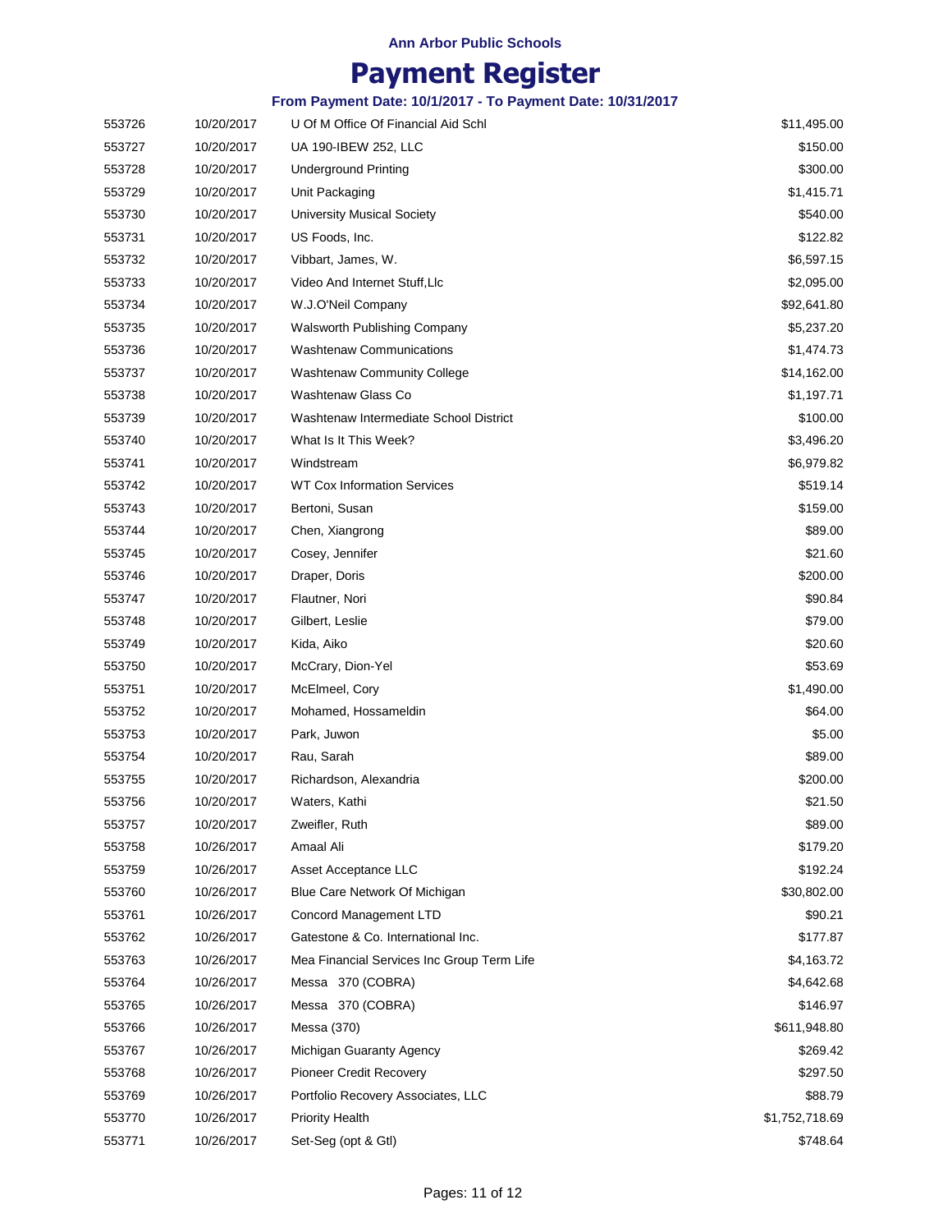Ann Arbor Public Schools

# Payment Register

**From Payment Date: 10/1/2017 - To Payment Date: 10/31/2017**

| | | | |
|---|---|---|---|
| 553726 | 10/20/2017 | U Of M Office Of Financial Aid Schl | $11,495.00 |
| 553727 | 10/20/2017 | UA 190-IBEW 252, LLC | $150.00 |
| 553728 | 10/20/2017 | Underground Printing | $300.00 |
| 553729 | 10/20/2017 | Unit Packaging | $1,415.71 |
| 553730 | 10/20/2017 | University Musical Society | $540.00 |
| 553731 | 10/20/2017 | US Foods, Inc. | $122.82 |
| 553732 | 10/20/2017 | Vibbart, James, W. | $6,597.15 |
| 553733 | 10/20/2017 | Video And Internet Stuff,Llc | $2,095.00 |
| 553734 | 10/20/2017 | W.J.O'Neil Company | $92,641.80 |
| 553735 | 10/20/2017 | Walsworth Publishing Company | $5,237.20 |
| 553736 | 10/20/2017 | Washtenaw Communications | $1,474.73 |
| 553737 | 10/20/2017 | Washtenaw Community College | $14,162.00 |
| 553738 | 10/20/2017 | Washtenaw Glass Co | $1,197.71 |
| 553739 | 10/20/2017 | Washtenaw Intermediate School District | $100.00 |
| 553740 | 10/20/2017 | What Is It This Week? | $3,496.20 |
| 553741 | 10/20/2017 | Windstream | $6,979.82 |
| 553742 | 10/20/2017 | WT Cox Information Services | $519.14 |
| 553743 | 10/20/2017 | Bertoni, Susan | $159.00 |
| 553744 | 10/20/2017 | Chen, Xiangrong | $89.00 |
| 553745 | 10/20/2017 | Cosey, Jennifer | $21.60 |
| 553746 | 10/20/2017 | Draper, Doris | $200.00 |
| 553747 | 10/20/2017 | Flautner, Nori | $90.84 |
| 553748 | 10/20/2017 | Gilbert, Leslie | $79.00 |
| 553749 | 10/20/2017 | Kida, Aiko | $20.60 |
| 553750 | 10/20/2017 | McCrary, Dion-Yel | $53.69 |
| 553751 | 10/20/2017 | McElmeel, Cory | $1,490.00 |
| 553752 | 10/20/2017 | Mohamed, Hossameldin | $64.00 |
| 553753 | 10/20/2017 | Park, Juwon | $5.00 |
| 553754 | 10/20/2017 | Rau, Sarah | $89.00 |
| 553755 | 10/20/2017 | Richardson, Alexandria | $200.00 |
| 553756 | 10/20/2017 | Waters, Kathi | $21.50 |
| 553757 | 10/20/2017 | Zweifler, Ruth | $89.00 |
| 553758 | 10/26/2017 | Amaal Ali | $179.20 |
| 553759 | 10/26/2017 | Asset Acceptance LLC | $192.24 |
| 553760 | 10/26/2017 | Blue Care Network Of Michigan | $30,802.00 |
| 553761 | 10/26/2017 | Concord Management LTD | $90.21 |
| 553762 | 10/26/2017 | Gatestone & Co. International Inc. | $177.87 |
| 553763 | 10/26/2017 | Mea Financial Services Inc Group Term Life | $4,163.72 |
| 553764 | 10/26/2017 | Messa 370 (COBRA) | $4,642.68 |
| 553765 | 10/26/2017 | Messa 370 (COBRA) | $146.97 |
| 553766 | 10/26/2017 | Messa (370) | $611,948.80 |
| 553767 | 10/26/2017 | Michigan Guaranty Agency | $269.42 |
| 553768 | 10/26/2017 | Pioneer Credit Recovery | $297.50 |
| 553769 | 10/26/2017 | Portfolio Recovery Associates, LLC | $88.79 |
| 553770 | 10/26/2017 | Priority Health | $1,752,718.69 |
| 553771 | 10/26/2017 | Set-Seg (opt & Gtl) | $748.64 |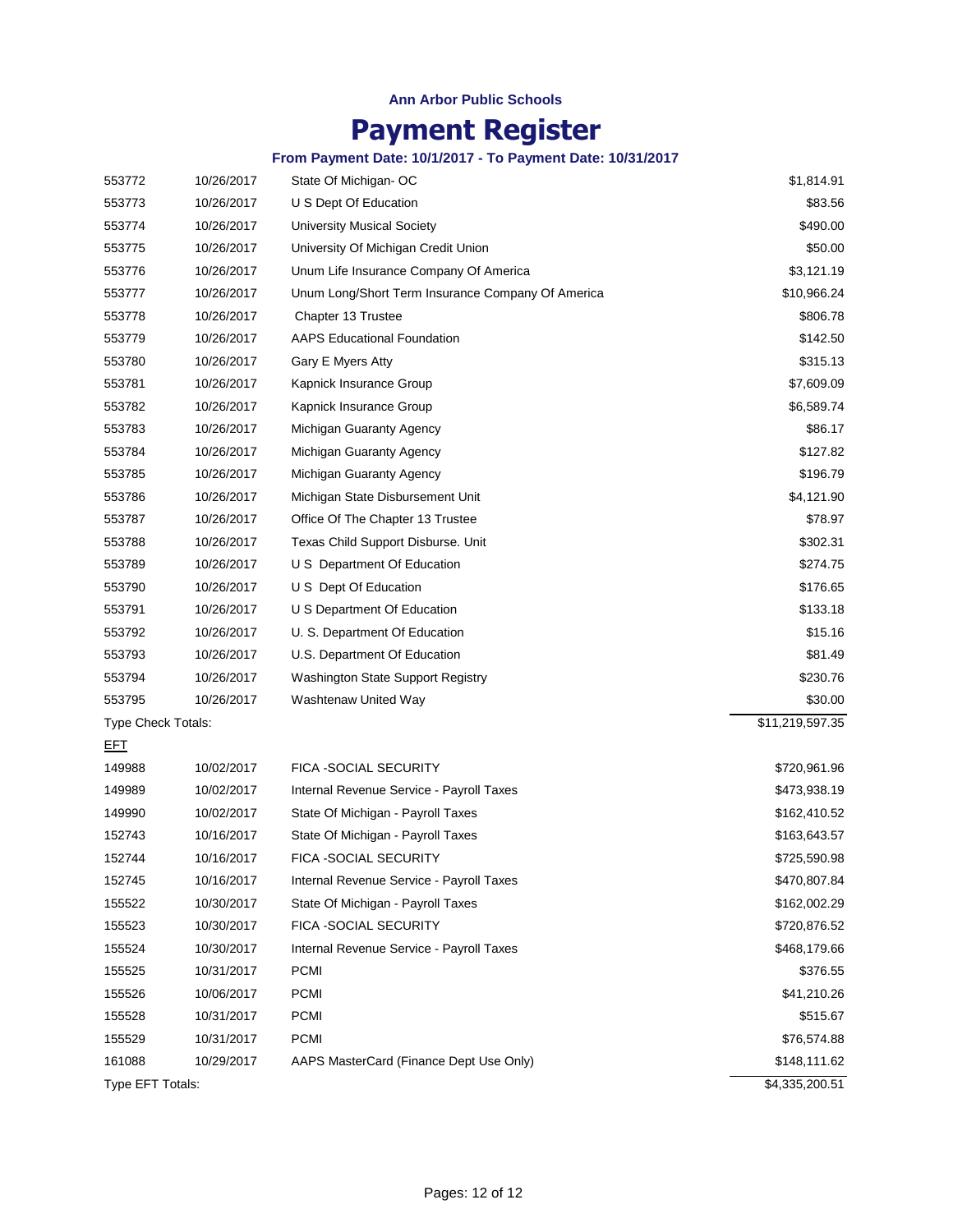**Ann Arbor Public Schools**

# Payment Register

**From Payment Date: 10/1/2017 - To Payment Date: 10/31/2017**

| | | | |
|---|---|---|---|
| 553772 | 10/26/2017 | State Of Michigan- OC | $1,814.91 |
| 553773 | 10/26/2017 | U S Dept Of Education | $83.56 |
| 553774 | 10/26/2017 | University Musical Society | $490.00 |
| 553775 | 10/26/2017 | University Of Michigan Credit Union | $50.00 |
| 553776 | 10/26/2017 | Unum Life Insurance Company Of America | $3,121.19 |
| 553777 | 10/26/2017 | Unum Long/Short Term Insurance Company Of America | $10,966.24 |
| 553778 | 10/26/2017 | Chapter 13 Trustee | $806.78 |
| 553779 | 10/26/2017 | AAPS Educational Foundation | $142.50 |
| 553780 | 10/26/2017 | Gary E Myers Atty | $315.13 |
| 553781 | 10/26/2017 | Kapnick Insurance Group | $7,609.09 |
| 553782 | 10/26/2017 | Kapnick Insurance Group | $6,589.74 |
| 553783 | 10/26/2017 | Michigan Guaranty Agency | $86.17 |
| 553784 | 10/26/2017 | Michigan Guaranty Agency | $127.82 |
| 553785 | 10/26/2017 | Michigan Guaranty Agency | $196.79 |
| 553786 | 10/26/2017 | Michigan State Disbursement Unit | $4,121.90 |
| 553787 | 10/26/2017 | Office Of The Chapter 13 Trustee | $78.97 |
| 553788 | 10/26/2017 | Texas Child Support Disburse. Unit | $302.31 |
| 553789 | 10/26/2017 | U S Department Of Education | $274.75 |
| 553790 | 10/26/2017 | U S Dept Of Education | $176.65 |
| 553791 | 10/26/2017 | U S Department Of Education | $133.18 |
| 553792 | 10/26/2017 | U. S. Department Of Education | $15.16 |
| 553793 | 10/26/2017 | U.S. Department Of Education | $81.49 |
| 553794 | 10/26/2017 | Washington State Support Registry | $230.76 |
| 553795 | 10/26/2017 | Washtenaw United Way | $30.00 |
| Type Check Totals: | | | $11,219,597.35 |
| EFT | | | |
| 149988 | 10/02/2017 | FICA -SOCIAL SECURITY | $720,961.96 |
| 149989 | 10/02/2017 | Internal Revenue Service - Payroll Taxes | $473,938.19 |
| 149990 | 10/02/2017 | State Of Michigan - Payroll Taxes | $162,410.52 |
| 152743 | 10/16/2017 | State Of Michigan - Payroll Taxes | $163,643.57 |
| 152744 | 10/16/2017 | FICA -SOCIAL SECURITY | $725,590.98 |
| 152745 | 10/16/2017 | Internal Revenue Service - Payroll Taxes | $470,807.84 |
| 155522 | 10/30/2017 | State Of Michigan - Payroll Taxes | $162,002.29 |
| 155523 | 10/30/2017 | FICA -SOCIAL SECURITY | $720,876.52 |
| 155524 | 10/30/2017 | Internal Revenue Service - Payroll Taxes | $468,179.66 |
| 155525 | 10/31/2017 | PCMI | $376.55 |
| 155526 | 10/06/2017 | PCMI | $41,210.26 |
| 155528 | 10/31/2017 | PCMI | $515.67 |
| 155529 | 10/31/2017 | PCMI | $76,574.88 |
| 161088 | 10/29/2017 | AAPS MasterCard (Finance Dept Use Only) | $148,111.62 |
| Type EFT Totals: | | | $4,335,200.51 |